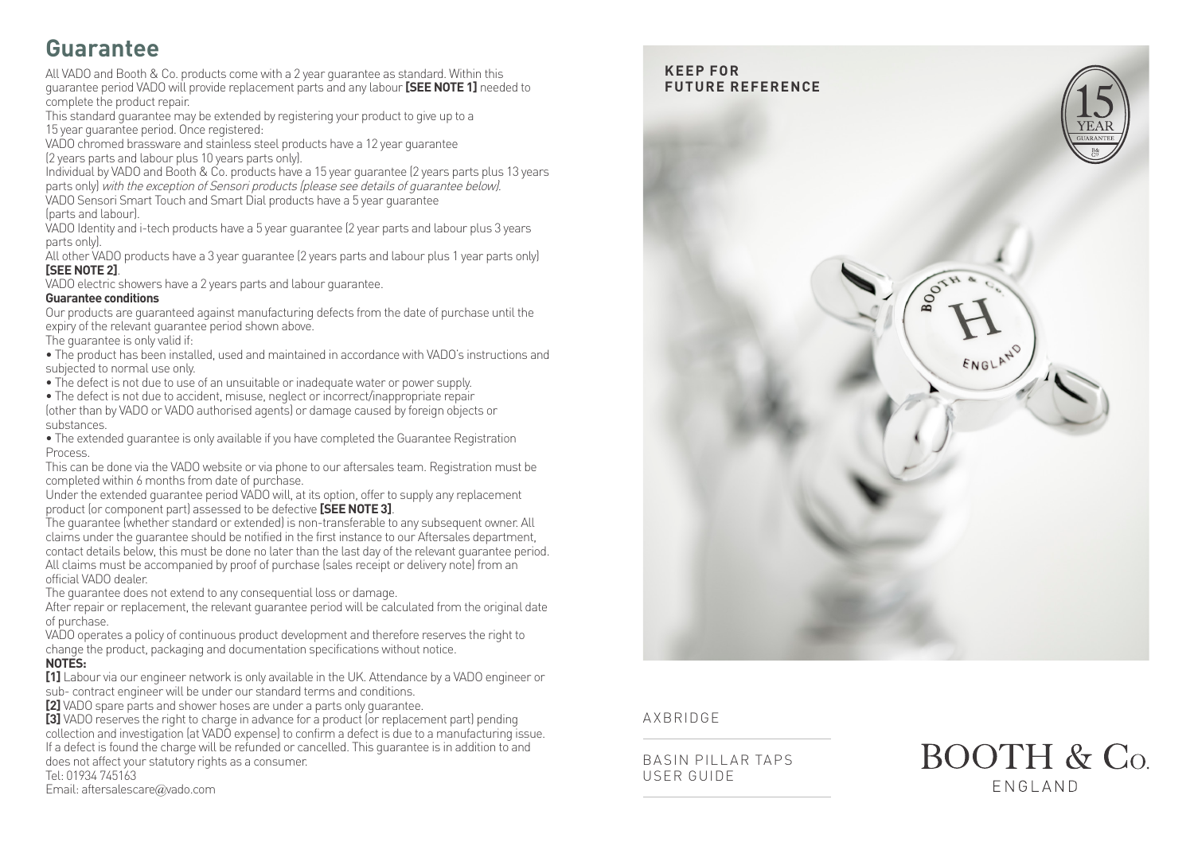## Guarantee

All VADO and Booth & Co. products come with a 2 year guarantee as standard. Within this guarantee period VADO will provide replacement parts and any labour **[SEE NOTE 1]** needed to complete the product repair.

This standard guarantee may be extended by registering your product to give up to a 15 year guarantee period. Once registered:

VADO chromed brassware and stainless steel products have a 12 year guarantee (2 years parts and labour plus 10 years parts only).

Individual by VADO and Booth & Co. products have a 15 year guarantee (2 years parts plus 13 years parts only) *with the exception of Sensori products (please see details of guarantee below).*

VADO Sensori Smart Touch and Smart Dial products have a 5 year guarantee (parts and labour).

VADO Identity and i-tech products have a 5 year guarantee (2 year parts and labour plus 3 years parts only).

All other VADO products have a 3 year guarantee (2 years parts and labour plus 1 year parts only) **[SEE NOTE 2]**.

VADO electric showers have a 2 years parts and labour guarantee.

**Guarantee conditions**

Our products are guaranteed against manufacturing defects from the date of purchase until the expiry of the relevant guarantee period shown above.

The guarantee is only valid if:

- The product has been installed, used and maintained in accordance with VADO's instructions and subjected to normal use only.
- The defect is not due to use of an unsuitable or inadequate water or power supply.
- The defect is not due to accident, misuse, neglect or incorrect/inappropriate repair (other than by VADO or VADO authorised agents) or damage caused by foreign objects or substances.
- The extended guarantee is only available if you have completed the Guarantee Registration Process.

This can be done via the VADO website or via phone to our aftersales team. Registration must be completed within 6 months from date of purchase.

Under the extended guarantee period VADO will, at its option, offer to supply any replacement product (or component part) assessed to be defective **[SEE NOTE 3]**.

The guarantee (whether standard or extended) is non-transferable to any subsequent owner. All claims under the guarantee should be notified in the first instance to our Aftersales department, contact details below, this must be done no later than the last day of the relevant guarantee period. All claims must be accompanied by proof of purchase (sales receipt or delivery note) from an official VADO dealer.

The guarantee does not extend to any consequential loss or damage.

After repair or replacement, the relevant guarantee period will be calculated from the original date of purchase.

VADO operates a policy of continuous product development and therefore reserves the right to change the product, packaging and documentation specifications without notice.

**NOTES:**

**[1]** Labour via our engineer network is only available in the UK. Attendance by a VADO engineer or sub- contract engineer will be under our standard terms and conditions.

**[2]** VADO spare parts and shower hoses are under a parts only guarantee.

**[3]** VADO reserves the right to charge in advance for a product (or replacement part) pending collection and investigation (at VADO expense) to confirm a defect is due to a manufacturing issue. If a defect is found the charge will be refunded or cancelled. This guarantee is in addition to and does not affect your statutory rights as a consumer.

Tel: 01934 745163

Email: aftersalescare@vado.com

**KEEP FOR FUTURE REFERENCE**

15 YEAR GUARANTEE

AXBRIDGE

BASIN PILLAR TAPS
USER GUIDE

BOOTH & Co.
ENGLAND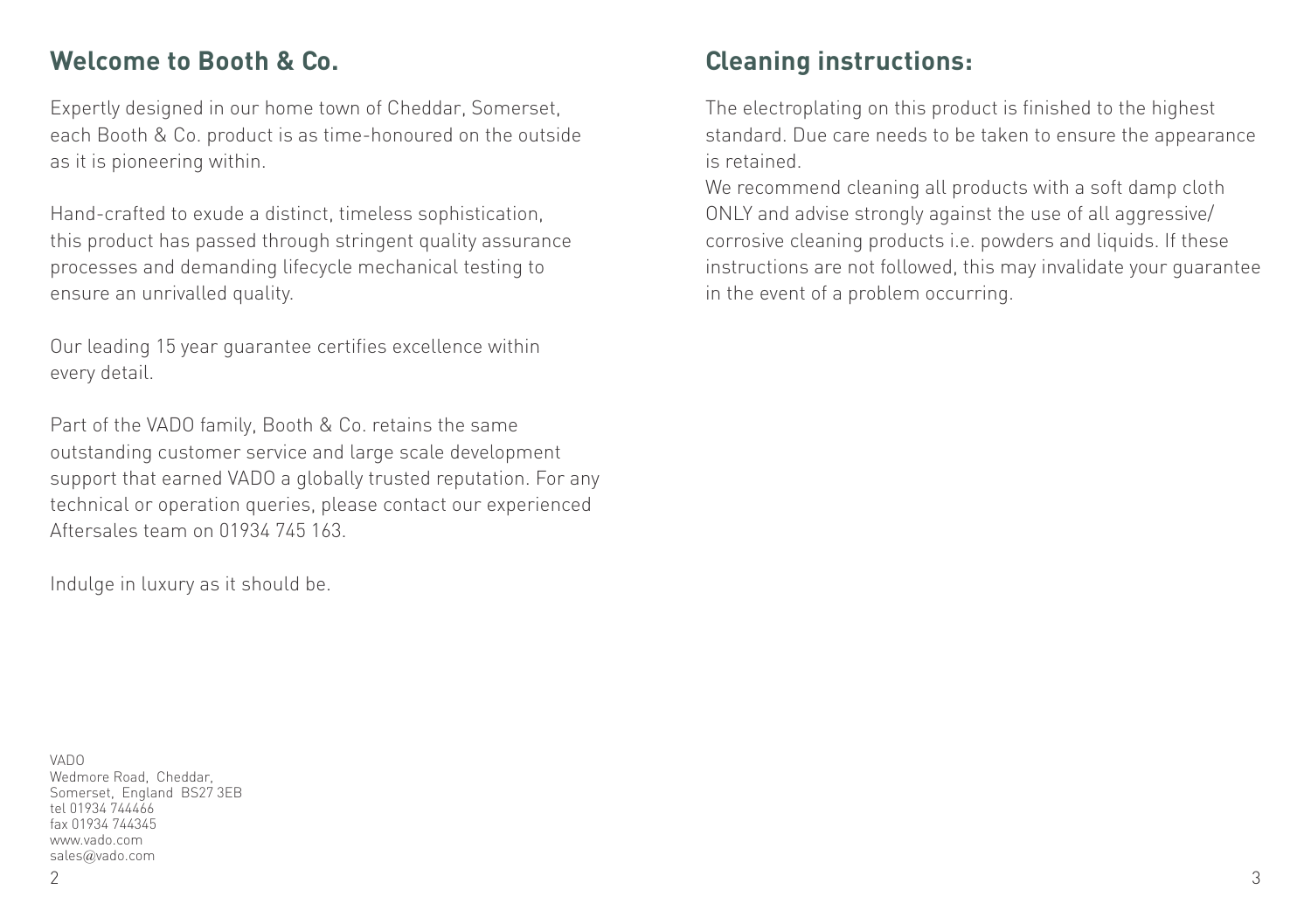## Welcome to Booth & Co.

Expertly designed in our home town of Cheddar, Somerset, each Booth & Co. product is as time-honoured on the outside as it is pioneering within.

Hand-crafted to exude a distinct, timeless sophistication, this product has passed through stringent quality assurance processes and demanding lifecycle mechanical testing to ensure an unrivalled quality.

Our leading 15 year guarantee certifies excellence within every detail.

Part of the VADO family, Booth & Co. retains the same outstanding customer service and large scale development support that earned VADO a globally trusted reputation. For any technical or operation queries, please contact our experienced Aftersales team on 01934 745 163.

Indulge in luxury as it should be.

VADO
Wedmore Road, Cheddar,
Somerset, England BS27 3EB
tel 01934 744466
fax 01934 744345
www.vado.com
sales@vado.com

## Cleaning instructions:

The electroplating on this product is finished to the highest standard. Due care needs to be taken to ensure the appearance is retained.
We recommend cleaning all products with a soft damp cloth ONLY and advise strongly against the use of all aggressive/ corrosive cleaning products i.e. powders and liquids. If these instructions are not followed, this may invalidate your guarantee in the event of a problem occurring.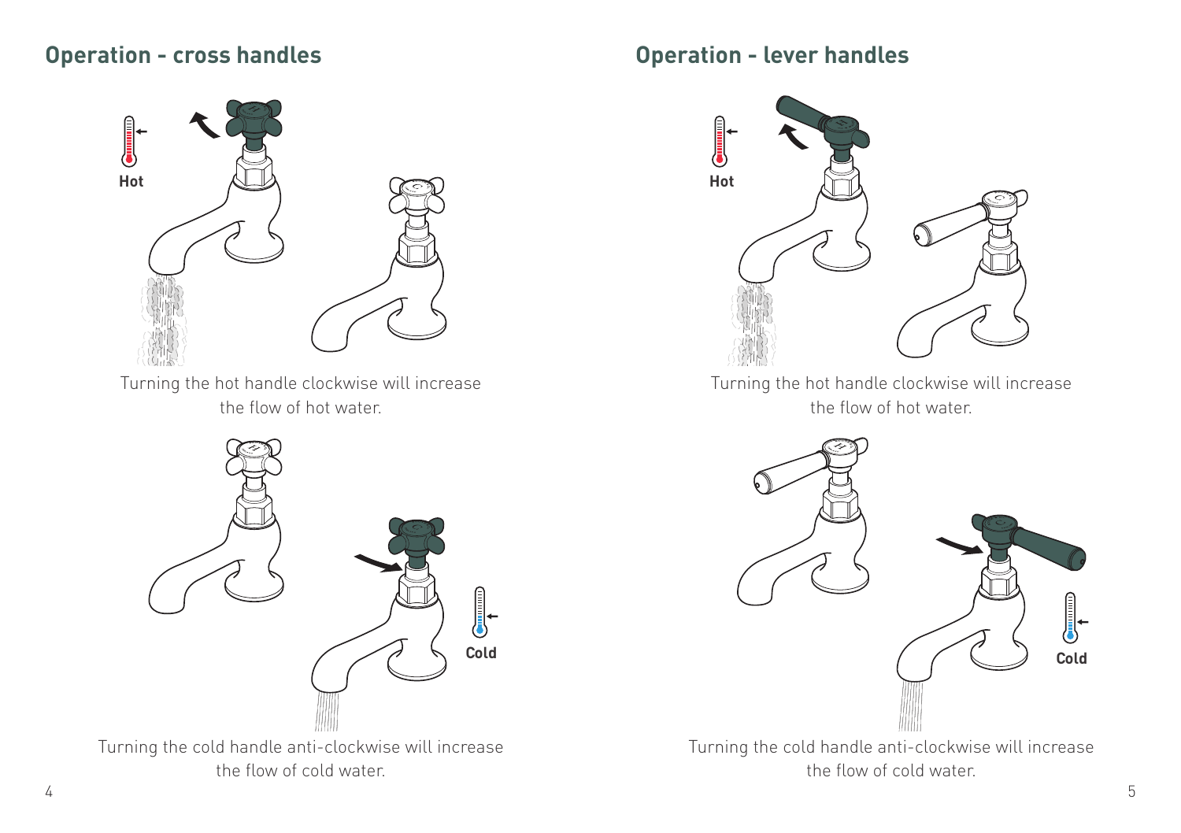## Operation - cross handles

Hot

Turning the hot handle clockwise will increase the flow of hot water.

Cold

Turning the cold handle anti-clockwise will increase the flow of cold water.

## Operation - lever handles

Hot

Turning the hot handle clockwise will increase the flow of hot water.

Cold

Turning the cold handle anti-clockwise will increase the flow of cold water.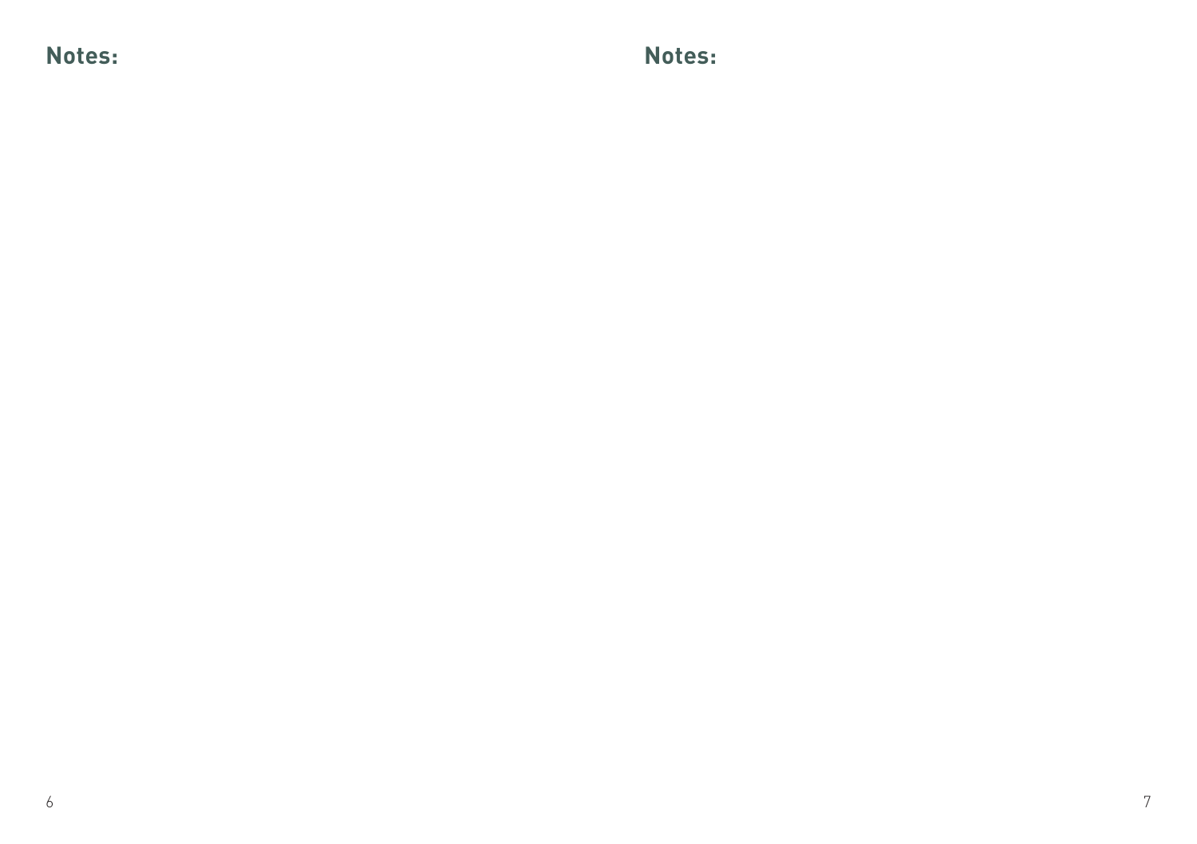**Notes:**

**Notes:**